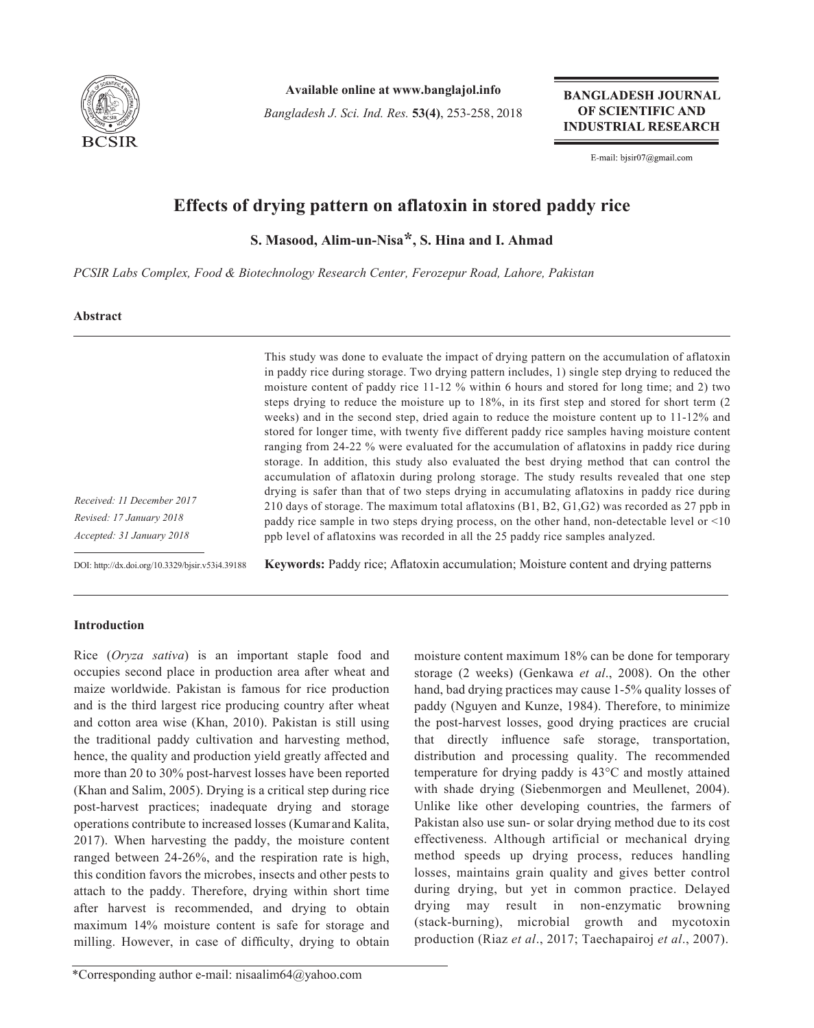Available online at www.banglajol.info

# Effects of drying pattern on aflatoxin in stored paddy rice

**S. Masood, Alim-un-Nisa*, S. Hina and I. Ahmad**

*PCSIR Labs Complex, Food & Biotechnology Research Center, Ferozepur Road, Lahore, Pakistan*

## Abstract

This study was done to evaluate the impact of drying pattern on the accumulation of aflatoxin in paddy rice during storage. Two drying pattern includes, 1) single step drying to reduced the moisture content of paddy rice 11-12 % within 6 hours and stored for long time; and 2) two steps drying to reduce the moisture up to 18%, in its first step and stored for short term (2 weeks) and in the second step, dried again to reduce the moisture content up to 11-12% and stored for longer time, with twenty five different paddy rice samples having moisture content ranging from 24-22 % were evaluated for the accumulation of aflatoxins in paddy rice during storage. In addition, this study also evaluated the best drying method that can control the accumulation of aflatoxin during prolong storage. The study results revealed that one step drying is safer than that of two steps drying in accumulating aflatoxins in paddy rice during 210 days of storage. The maximum total aflatoxins (B1, B2, G1,G2) was recorded as 27 ppb in paddy rice sample in two steps drying process, on the other hand, non-detectable level or <10 ppb level of aflatoxins was recorded in all the 25 paddy rice samples analyzed.

*Received: 11 December 2017*
*Revised: 17 January 2018*
*Accepted: 31 January 2018*

DOI: http://dx.doi.org/10.3329/bjsir.v53i4.39188

**Keywords:** Paddy rice; Aflatoxin accumulation; Moisture content and drying patterns

## Introduction

Rice (*Oryza sativa*) is an important staple food and occupies second place in production area after wheat and maize worldwide. Pakistan is famous for rice production and is the third largest rice producing country after wheat and cotton area wise (Khan, 2010). Pakistan is still using the traditional paddy cultivation and harvesting method, hence, the quality and production yield greatly affected and more than 20 to 30% post-harvest losses have been reported (Khan and Salim, 2005). Drying is a critical step during rice post-harvest practices; inadequate drying and storage operations contribute to increased losses (Kumar and Kalita, 2017). When harvesting the paddy, the moisture content ranged between 24-26%, and the respiration rate is high, this condition favors the microbes, insects and other pests to attach to the paddy. Therefore, drying within short time after harvest is recommended, and drying to obtain maximum 14% moisture content is safe for storage and milling. However, in case of difficulty, drying to obtain moisture content maximum 18% can be done for temporary storage (2 weeks) (Genkawa *et al*., 2008). On the other hand, bad drying practices may cause 1-5% quality losses of paddy (Nguyen and Kunze, 1984). Therefore, to minimize the post-harvest losses, good drying practices are crucial that directly influence safe storage, transportation, distribution and processing quality. The recommended temperature for drying paddy is 43°C and mostly attained with shade drying (Siebenmorgen and Meullenet, 2004). Unlike like other developing countries, the farmers of Pakistan also use sun- or solar drying method due to its cost effectiveness. Although artificial or mechanical drying method speeds up drying process, reduces handling losses, maintains grain quality and gives better control during drying, but yet in common practice. Delayed drying may result in non-enzymatic browning (stack-burning), microbial growth and mycotoxin production (Riaz *et al*., 2017; Taechapairoj *et al*., 2007).

*Corresponding author e-mail: nisaalim64@yahoo.com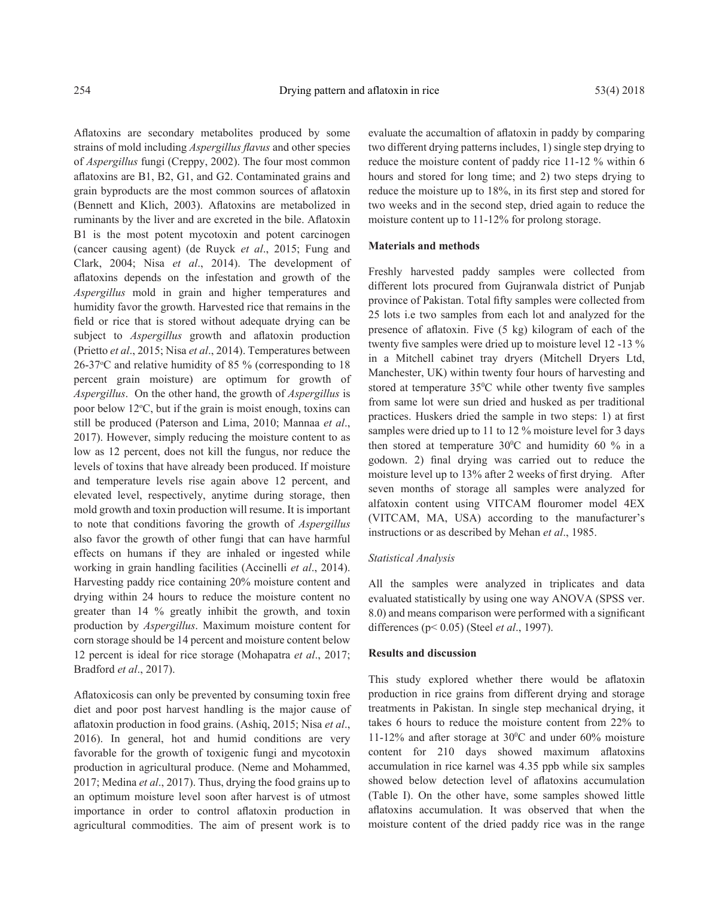Aflatoxins are secondary metabolites produced by some strains of mold including *Aspergillus flavus* and other species of *Aspergillus* fungi (Creppy, 2002). The four most common aflatoxins are B1, B2, G1, and G2. Contaminated grains and grain byproducts are the most common sources of aflatoxin (Bennett and Klich, 2003). Aflatoxins are metabolized in ruminants by the liver and are excreted in the bile. Aflatoxin B1 is the most potent mycotoxin and potent carcinogen (cancer causing agent) (de Ruyck *et al*., 2015; Fung and Clark, 2004; Nisa *et al*., 2014). The development of aflatoxins depends on the infestation and growth of the *Aspergillus* mold in grain and higher temperatures and humidity favor the growth. Harvested rice that remains in the field or rice that is stored without adequate drying can be subject to *Aspergillus* growth and aflatoxin production (Prietto *et al*., 2015; Nisa *et al*., 2014). Temperatures between 26-37°C and relative humidity of 85 % (corresponding to 18 percent grain moisture) are optimum for growth of *Aspergillus*. On the other hand, the growth of *Aspergillus* is poor below 12°C, but if the grain is moist enough, toxins can still be produced (Paterson and Lima, 2010; Mannaa *et al*., 2017). However, simply reducing the moisture content to as low as 12 percent, does not kill the fungus, nor reduce the levels of toxins that have already been produced. If moisture and temperature levels rise again above 12 percent, and elevated level, respectively, anytime during storage, then mold growth and toxin production will resume. It is important to note that conditions favoring the growth of *Aspergillus* also favor the growth of other fungi that can have harmful effects on humans if they are inhaled or ingested while working in grain handling facilities (Accinelli *et al*., 2014). Harvesting paddy rice containing 20% moisture content and drying within 24 hours to reduce the moisture content no greater than 14 % greatly inhibit the growth, and toxin production by *Aspergillus*. Maximum moisture content for corn storage should be 14 percent and moisture content below 12 percent is ideal for rice storage (Mohapatra *et al*., 2017; Bradford *et al*., 2017).

Aflatoxicosis can only be prevented by consuming toxin free diet and poor post harvest handling is the major cause of aflatoxin production in food grains. (Ashiq, 2015; Nisa *et al*., 2016). In general, hot and humid conditions are very favorable for the growth of toxigenic fungi and mycotoxin production in agricultural produce. (Neme and Mohammed, 2017; Medina *et al*., 2017). Thus, drying the food grains up to an optimum moisture level soon after harvest is of utmost importance in order to control aflatoxin production in agricultural commodities. The aim of present work is to evaluate the accumaltion of aflatoxin in paddy by comparing two different drying patterns includes, 1) single step drying to reduce the moisture content of paddy rice 11-12 % within 6 hours and stored for long time; and 2) two steps drying to reduce the moisture up to 18%, in its first step and stored for two weeks and in the second step, dried again to reduce the moisture content up to 11-12% for prolong storage.

## Materials and methods

Freshly harvested paddy samples were collected from different lots procured from Gujranwala district of Punjab province of Pakistan. Total fifty samples were collected from 25 lots i.e two samples from each lot and analyzed for the presence of aflatoxin. Five (5 kg) kilogram of each of the twenty five samples were dried up to moisture level 12 -13 % in a Mitchell cabinet tray dryers (Mitchell Dryers Ltd, Manchester, UK) within twenty four hours of harvesting and stored at temperature 35°C while other twenty five samples from same lot were sun dried and husked as per traditional practices. Huskers dried the sample in two steps: 1) at first samples were dried up to 11 to 12 % moisture level for 3 days then stored at temperature 30°C and humidity 60 % in a godown. 2) final drying was carried out to reduce the moisture level up to 13% after 2 weeks of first drying. After seven months of storage all samples were analyzed for alfatoxin content using VITCAM flouromer model 4EX (VITCAM, MA, USA) according to the manufacturer's instructions or as described by Mehan *et al*., 1985.

### *Statistical Analysis*

All the samples were analyzed in triplicates and data evaluated statistically by using one way ANOVA (SPSS ver. 8.0) and means comparison were performed with a significant differences ($p< 0.05$) (Steel *et al*., 1997).

## Results and discussion

This study explored whether there would be aflatoxin production in rice grains from different drying and storage treatments in Pakistan. In single step mechanical drying, it takes 6 hours to reduce the moisture content from 22% to 11-12% and after storage at 30°C and under 60% moisture content for 210 days showed maximum aflatoxins accumulation in rice karnel was 4.35 ppb while six samples showed below detection level of aflatoxins accumulation (Table I). On the other have, some samples showed little aflatoxins accumulation. It was observed that when the moisture content of the dried paddy rice was in the range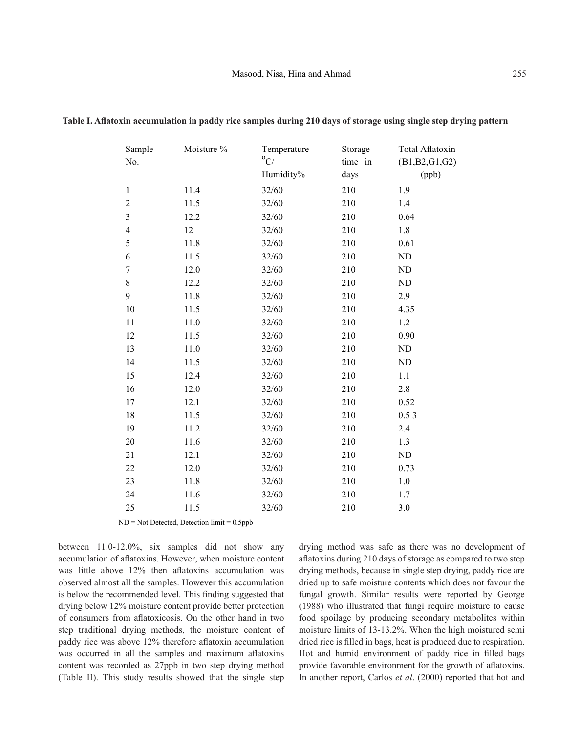**Table I. Aflatoxin accumulation in paddy rice samples during 210 days of storage using single step drying pattern**

| Sample No. | Moisture % | Temperature $^{o}C$/ Humidity% | Storage time in days | Total Aflatoxin (B1,B2,G1,G2) (ppb) |
|---|---|---|---|---|
| 1 | 11.4 | 32/60 | 210 | 1.9 |
| 2 | 11.5 | 32/60 | 210 | 1.4 |
| 3 | 12.2 | 32/60 | 210 | 0.64 |
| 4 | 12 | 32/60 | 210 | 1.8 |
| 5 | 11.8 | 32/60 | 210 | 0.61 |
| 6 | 11.5 | 32/60 | 210 | ND |
| 7 | 12.0 | 32/60 | 210 | ND |
| 8 | 12.2 | 32/60 | 210 | ND |
| 9 | 11.8 | 32/60 | 210 | 2.9 |
| 10 | 11.5 | 32/60 | 210 | 4.35 |
| 11 | 11.0 | 32/60 | 210 | 1.2 |
| 12 | 11.5 | 32/60 | 210 | 0.90 |
| 13 | 11.0 | 32/60 | 210 | ND |
| 14 | 11.5 | 32/60 | 210 | ND |
| 15 | 12.4 | 32/60 | 210 | 1.1 |
| 16 | 12.0 | 32/60 | 210 | 2.8 |
| 17 | 12.1 | 32/60 | 210 | 0.52 |
| 18 | 11.5 | 32/60 | 210 | 0.5 3 |
| 19 | 11.2 | 32/60 | 210 | 2.4 |
| 20 | 11.6 | 32/60 | 210 | 1.3 |
| 21 | 12.1 | 32/60 | 210 | ND |
| 22 | 12.0 | 32/60 | 210 | 0.73 |
| 23 | 11.8 | 32/60 | 210 | 1.0 |
| 24 | 11.6 | 32/60 | 210 | 1.7 |
| 25 | 11.5 | 32/60 | 210 | 3.0 |

ND = Not Detected, Detection limit = 0.5ppb

between 11.0-12.0%, six samples did not show any accumulation of aflatoxins. However, when moisture content was little above 12% then aflatoxins accumulation was observed almost all the samples. However this accumulation is below the recommended level. This finding suggested that drying below 12% moisture content provide better protection of consumers from aflatoxicosis. On the other hand in two step traditional drying methods, the moisture content of paddy rice was above 12% therefore aflatoxin accumulation was occurred in all the samples and maximum aflatoxins content was recorded as 27ppb in two step drying method (Table II). This study results showed that the single step drying method was safe as there was no development of aflatoxins during 210 days of storage as compared to two step drying methods, because in single step drying, paddy rice are dried up to safe moisture contents which does not favour the fungal growth. Similar results were reported by George (1988) who illustrated that fungi require moisture to cause food spoilage by producing secondary metabolites within moisture limits of 13-13.2%. When the high moistured semi dried rice is filled in bags, heat is produced due to respiration. Hot and humid environment of paddy rice in filled bags provide favorable environment for the growth of aflatoxins. In another report, Carlos *et al*. (2000) reported that hot and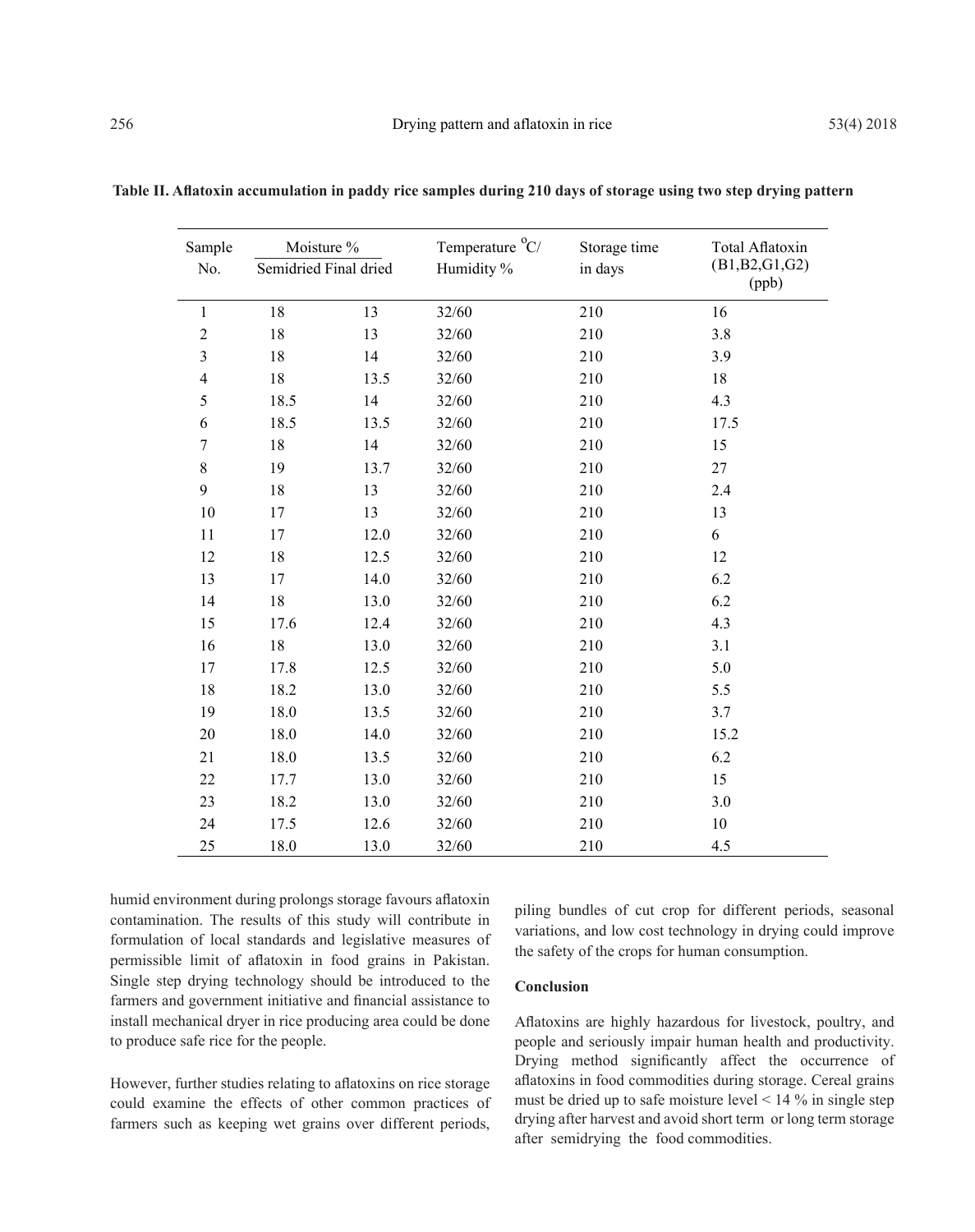**Table II. Aflatoxin accumulation in paddy rice samples during 210 days of storage using two step drying pattern**

| Sample No. | Moisture % | | Temperature °C/ Humidity % | Storage time in days | Total Aflatoxin (B1,B2,G1,G2) (ppb) |
|---|---|---|---|---|---|
| | Semidried | Final dried | | | |
| 1 | 18 | 13 | 32/60 | 210 | 16 |
| 2 | 18 | 13 | 32/60 | 210 | 3.8 |
| 3 | 18 | 14 | 32/60 | 210 | 3.9 |
| 4 | 18 | 13.5 | 32/60 | 210 | 18 |
| 5 | 18.5 | 14 | 32/60 | 210 | 4.3 |
| 6 | 18.5 | 13.5 | 32/60 | 210 | 17.5 |
| 7 | 18 | 14 | 32/60 | 210 | 15 |
| 8 | 19 | 13.7 | 32/60 | 210 | 27 |
| 9 | 18 | 13 | 32/60 | 210 | 2.4 |
| 10 | 17 | 13 | 32/60 | 210 | 13 |
| 11 | 17 | 12.0 | 32/60 | 210 | 6 |
| 12 | 18 | 12.5 | 32/60 | 210 | 12 |
| 13 | 17 | 14.0 | 32/60 | 210 | 6.2 |
| 14 | 18 | 13.0 | 32/60 | 210 | 6.2 |
| 15 | 17.6 | 12.4 | 32/60 | 210 | 4.3 |
| 16 | 18 | 13.0 | 32/60 | 210 | 3.1 |
| 17 | 17.8 | 12.5 | 32/60 | 210 | 5.0 |
| 18 | 18.2 | 13.0 | 32/60 | 210 | 5.5 |
| 19 | 18.0 | 13.5 | 32/60 | 210 | 3.7 |
| 20 | 18.0 | 14.0 | 32/60 | 210 | 15.2 |
| 21 | 18.0 | 13.5 | 32/60 | 210 | 6.2 |
| 22 | 17.7 | 13.0 | 32/60 | 210 | 15 |
| 23 | 18.2 | 13.0 | 32/60 | 210 | 3.0 |
| 24 | 17.5 | 12.6 | 32/60 | 210 | 10 |
| 25 | 18.0 | 13.0 | 32/60 | 210 | 4.5 |

humid environment during prolongs storage favours aflatoxin contamination. The results of this study will contribute in formulation of local standards and legislative measures of permissible limit of aflatoxin in food grains in Pakistan. Single step drying technology should be introduced to the farmers and government initiative and financial assistance to install mechanical dryer in rice producing area could be done to produce safe rice for the people.

However, further studies relating to aflatoxins on rice storage could examine the effects of other common practices of farmers such as keeping wet grains over different periods, piling bundles of cut crop for different periods, seasonal variations, and low cost technology in drying could improve the safety of the crops for human consumption.

## Conclusion

Aflatoxins are highly hazardous for livestock, poultry, and people and seriously impair human health and productivity. Drying method significantly affect the occurrence of aflatoxins in food commodities during storage. Cereal grains must be dried up to safe moisture level < 14 % in single step drying after harvest and avoid short term or long term storage after semidrying the food commodities.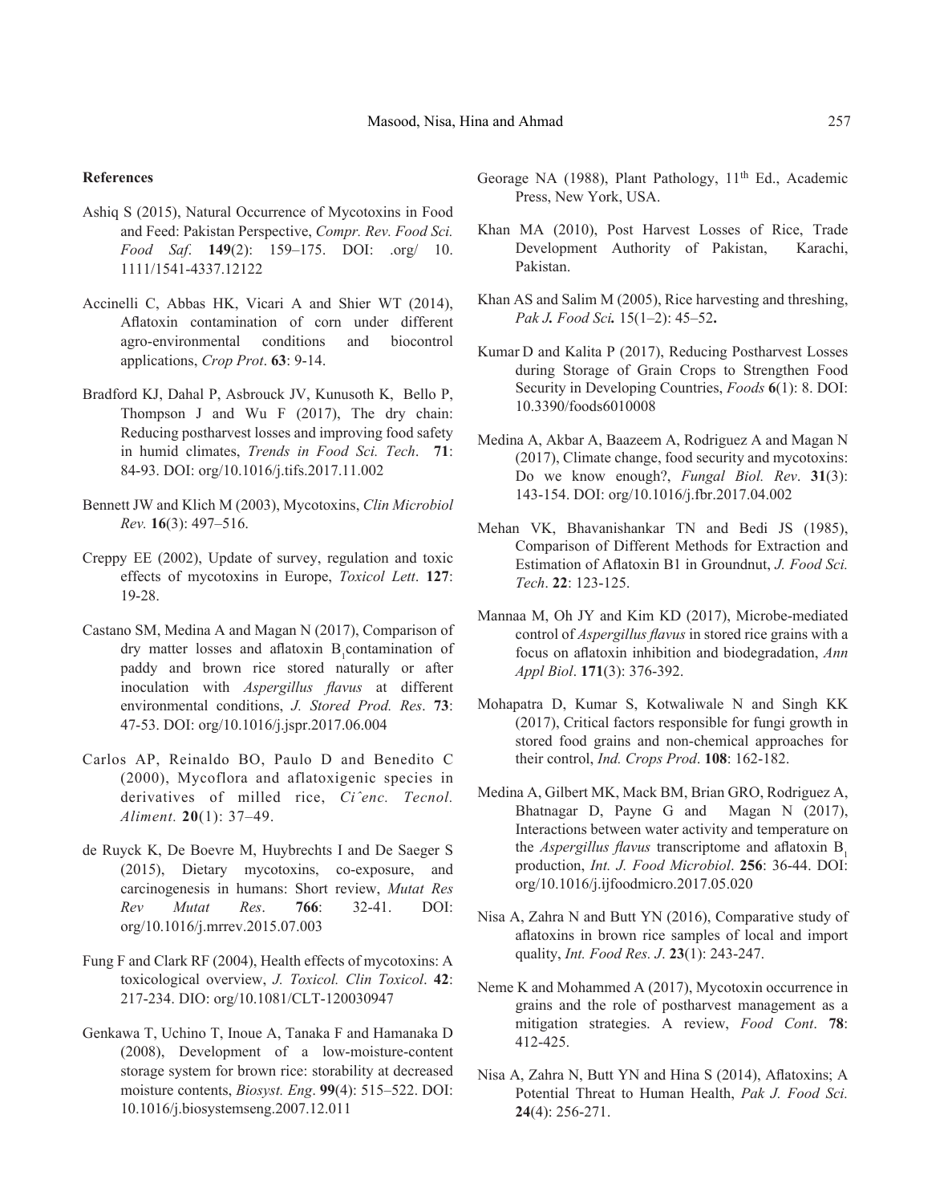### References

Ashiq S (2015), Natural Occurrence of Mycotoxins in Food and Feed: Pakistan Perspective, *Compr. Rev. Food Sci. Food Saf*. **149**(2): 159–175. DOI: .org/ 10. 1111/1541-4337.12122

Accinelli C, Abbas HK, Vicari A and Shier WT (2014), Aflatoxin contamination of corn under different agro-environmental conditions and biocontrol applications, *Crop Prot*. **63**: 9-14.

Bradford KJ, Dahal P, Asbrouck JV, Kunusoth K, Bello P, Thompson J and Wu F (2017), The dry chain: Reducing postharvest losses and improving food safety in humid climates, *Trends in Food Sci. Tech*. **71**: 84-93. DOI: org/10.1016/j.tifs.2017.11.002

Bennett JW and Klich M (2003), Mycotoxins, *Clin Microbiol Rev.* **16**(3): 497–516.

Creppy EE (2002), Update of survey, regulation and toxic effects of mycotoxins in Europe, *Toxicol Lett*. **127**: 19-28.

Castano SM, Medina A and Magan N (2017), Comparison of dry matter losses and aflatoxin $B_1$ contamination of paddy and brown rice stored naturally or after inoculation with *Aspergillus flavus* at different environmental conditions, *J. Stored Prod. Res*. **73**: 47-53. DOI: org/10.1016/j.jspr.2017.06.004

Carlos AP, Reinaldo BO, Paulo D and Benedito C (2000), Mycoflora and aflatoxigenic species in derivatives of milled rice, *Ciˆenc. Tecnol. Aliment.* **20**(1): 37–49.

de Ruyck K, De Boevre M, Huybrechts I and De Saeger S (2015), Dietary mycotoxins, co-exposure, and carcinogenesis in humans: Short review, *Mutat Res Rev Mutat Res*. **766**: 32-41. DOI: org/10.1016/j.mrrev.2015.07.003

Fung F and Clark RF (2004), Health effects of mycotoxins: A toxicological overview, *J. Toxicol. Clin Toxicol*. **42**: 217-234. DIO: org/10.1081/CLT-120030947

Genkawa T, Uchino T, Inoue A, Tanaka F and Hamanaka D (2008), Development of a low-moisture-content storage system for brown rice: storability at decreased moisture contents, *Biosyst. Eng*. **99**(4): 515–522. DOI: 10.1016/j.biosystemseng.2007.12.011

Georage NA (1988), Plant Pathology, 11th Ed., Academic Press, New York, USA.

Khan MA (2010), Post Harvest Losses of Rice, Trade Development Authority of Pakistan, Karachi, Pakistan.

Khan AS and Salim M (2005), Rice harvesting and threshing, *Pak J. Food Sci.* 15(1–2): 45–52.

Kumar D and Kalita P (2017), Reducing Postharvest Losses during Storage of Grain Crops to Strengthen Food Security in Developing Countries, *Foods* **6**(1): 8. DOI: 10.3390/foods6010008

Medina A, Akbar A, Baazeem A, Rodriguez A and Magan N (2017), Climate change, food security and mycotoxins: Do we know enough?, *Fungal Biol. Rev*. **31**(3): 143-154. DOI: org/10.1016/j.fbr.2017.04.002

Mehan VK, Bhavanishankar TN and Bedi JS (1985), Comparison of Different Methods for Extraction and Estimation of Aflatoxin B1 in Groundnut, *J. Food Sci. Tech*. **22**: 123-125.

Mannaa M, Oh JY and Kim KD (2017), Microbe-mediated control of *Aspergillus flavus* in stored rice grains with a focus on aflatoxin inhibition and biodegradation, *Ann Appl Biol*. **171**(3): 376-392.

Mohapatra D, Kumar S, Kotwaliwale N and Singh KK (2017), Critical factors responsible for fungi growth in stored food grains and non-chemical approaches for their control, *Ind. Crops Prod*. **108**: 162-182.

Medina A, Gilbert MK, Mack BM, Brian GRO, Rodriguez A, Bhatnagar D, Payne G and Magan N (2017), Interactions between water activity and temperature on the *Aspergillus flavus* transcriptome and aflatoxin $B_1$ production, *Int. J. Food Microbiol*. **256**: 36-44. DOI: org/10.1016/j.ijfoodmicro.2017.05.020

Nisa A, Zahra N and Butt YN (2016), Comparative study of aflatoxins in brown rice samples of local and import quality, *Int. Food Res. J*. **23**(1): 243-247.

Neme K and Mohammed A (2017), Mycotoxin occurrence in grains and the role of postharvest management as a mitigation strategies. A review, *Food Cont*. **78**: 412-425.

Nisa A, Zahra N, Butt YN and Hina S (2014), Aflatoxins; A Potential Threat to Human Health, *Pak J. Food Sci.* **24**(4): 256-271.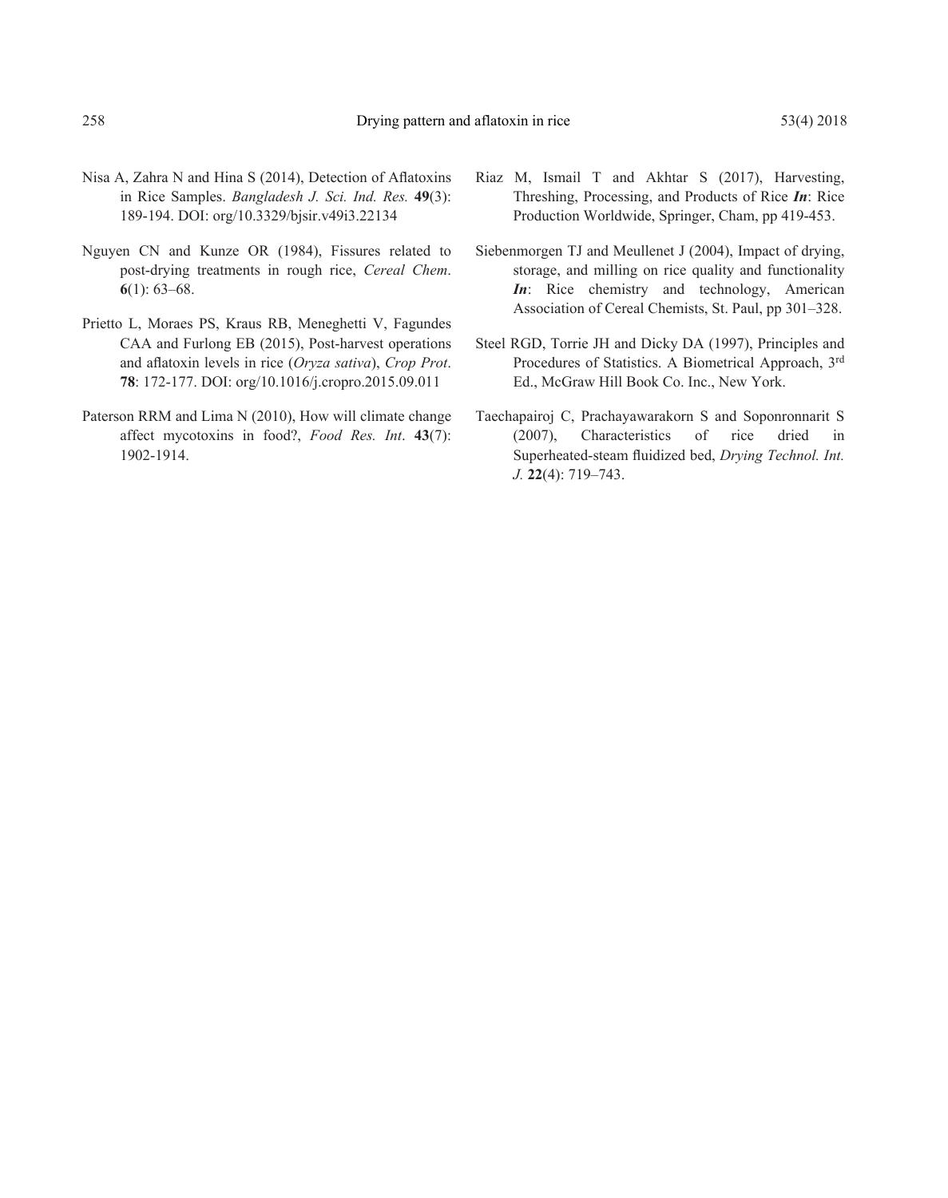Nisa A, Zahra N and Hina S (2014), Detection of Aflatoxins in Rice Samples. *Bangladesh J. Sci. Ind. Res.* **49**(3): 189-194. DOI: org/10.3329/bjsir.v49i3.22134

Nguyen CN and Kunze OR (1984), Fissures related to post-drying treatments in rough rice, *Cereal Chem*. **6**(1): 63–68.

Prietto L, Moraes PS, Kraus RB, Meneghetti V, Fagundes CAA and Furlong EB (2015), Post-harvest operations and aflatoxin levels in rice (*Oryza sativa*), *Crop Prot*. **78**: 172-177. DOI: org/10.1016/j.cropro.2015.09.011

Paterson RRM and Lima N (2010), How will climate change affect mycotoxins in food?, *Food Res. Int*. **43**(7): 1902-1914.

Riaz M, Ismail T and Akhtar S (2017), Harvesting, Threshing, Processing, and Products of Rice ***In***: Rice Production Worldwide, Springer, Cham, pp 419-453.

Siebenmorgen TJ and Meullenet J (2004), Impact of drying, storage, and milling on rice quality and functionality ***In***: Rice chemistry and technology, American Association of Cereal Chemists, St. Paul, pp 301–328.

Steel RGD, Torrie JH and Dicky DA (1997), Principles and Procedures of Statistics. A Biometrical Approach, 3rd Ed., McGraw Hill Book Co. Inc., New York.

Taechapairoj C, Prachayawarakorn S and Soponronnarit S (2007), Characteristics of rice dried in Superheated-steam fluidized bed, *Drying Technol. Int. J.* **22**(4): 719–743.